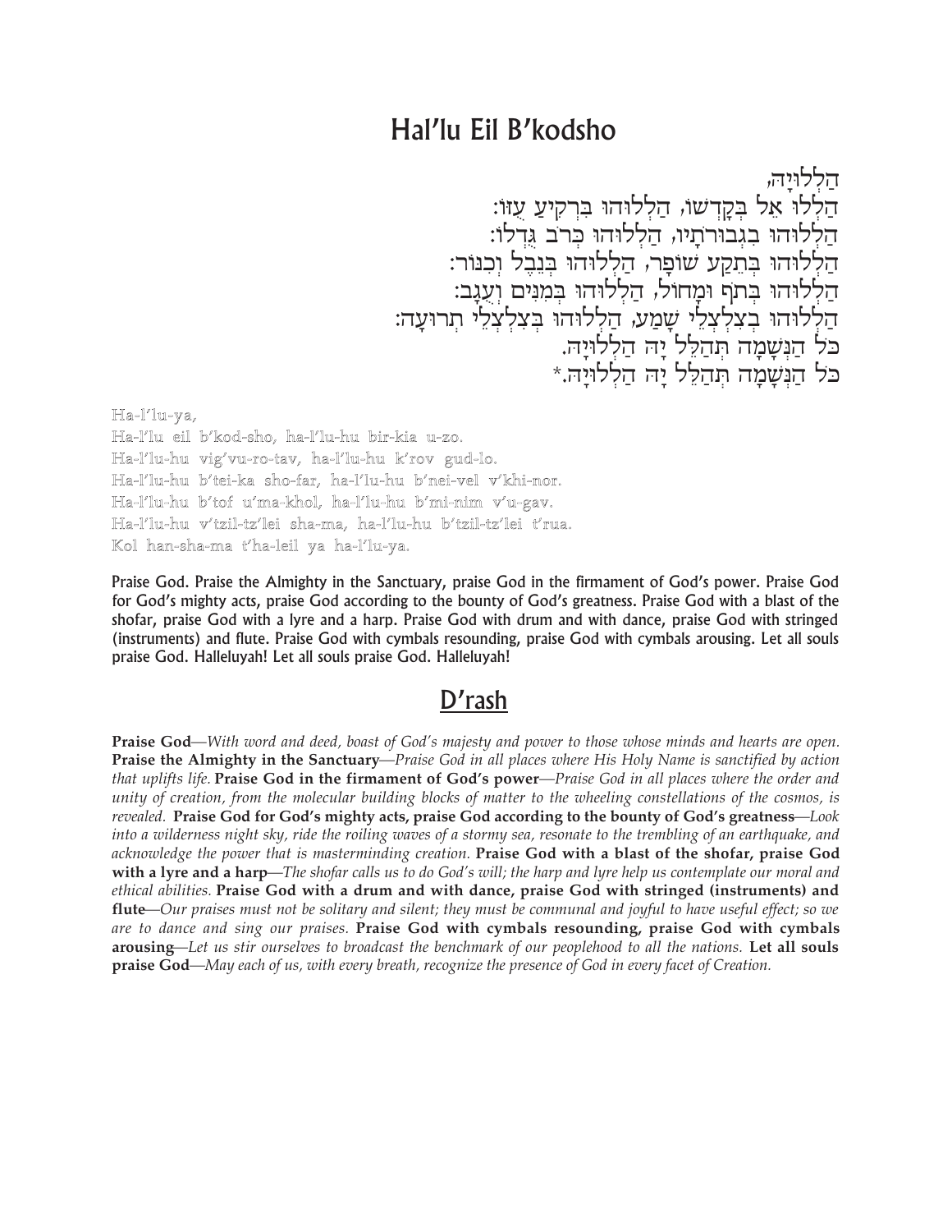# Hal'lu Eil B'kodsho

הַלְלוּיָהּ,
הַלְלוּ אֵל בְּקָדְשׁוֹ, הַלְלוּהוּ בִּרְקִיעַ עֻזּוֹ:
הַלְלוּהוּ בִגְבוּרֹתָיו, הַלְלוּהוּ כְּרֹב גֻּדְלוֹ:
הַלְלוּהוּ בְּתֵקַע שׁוֹפָר, הַלְלוּהוּ בְּנֵבֶל וְכִנּוֹר:
הַלְלוּהוּ בְּתֹף וּמָחוֹל, הַלְלוּהוּ בְּמִנִּים וְעֻגָב:
הַלְלוּהוּ בְצִלְצְלֵי שָׁמַע, הַלְלוּהוּ בְּצִלְצְלֵי תְרוּעָה:
כֹּל הַנְּשָׁמָה תְּהַלֵּל יָהּ הַלְלוּיָהּ.
כֹּל הַנְּשָׁמָה תְּהַלֵּל יָהּ הַלְלוּיָהּ.*

Ha-l'lu-ya,
Ha-l'lu eil b'kod-sho, ha-l'lu-hu bir-kia u-zo.
Ha-l'lu-hu vig'vu-ro-tav, ha-l'lu-hu k'rov gud-lo.
Ha-l'lu-hu b'tei-ka sho-far, ha-l'lu-hu b'nei-vel v'khi-nor.
Ha-l'lu-hu b'tof u'ma-khol, ha-l'lu-hu b'mi-nim v'u-gav.
Ha-l'lu-hu v'tzil-tz'lei sha-ma, ha-l'lu-hu b'tzil-tz'lei t'rua.
Kol han-sha-ma t'ha-leil ya ha-l'lu-ya.

Praise God. Praise the Almighty in the Sanctuary, praise God in the firmament of God's power. Praise God for God's mighty acts, praise God according to the bounty of God's greatness. Praise God with a blast of the shofar, praise God with a lyre and a harp. Praise God with drum and with dance, praise God with stringed (instruments) and flute. Praise God with cymbals resounding, praise God with cymbals arousing. Let all souls praise God. Halleluyah! Let all souls praise God. Halleluyah!

## D'rash

**Praise God**—*With word and deed, boast of God's majesty and power to those whose minds and hearts are open.* **Praise the Almighty in the Sanctuary**—*Praise God in all places where His Holy Name is sanctified by action that uplifts life.* **Praise God in the firmament of God's power**—*Praise God in all places where the order and unity of creation, from the molecular building blocks of matter to the wheeling constellations of the cosmos, is revealed.* **Praise God for God's mighty acts, praise God according to the bounty of God's greatness**—*Look into a wilderness night sky, ride the roiling waves of a stormy sea, resonate to the trembling of an earthquake, and acknowledge the power that is masterminding creation.* **Praise God with a blast of the shofar, praise God with a lyre and a harp**—*The shofar calls us to do God's will; the harp and lyre help us contemplate our moral and ethical abilities.* **Praise God with a drum and with dance, praise God with stringed (instruments) and flute**—*Our praises must not be solitary and silent; they must be communal and joyful to have useful effect; so we are to dance and sing our praises.* **Praise God with cymbals resounding, praise God with cymbals arousing**—*Let us stir ourselves to broadcast the benchmark of our peoplehood to all the nations.* **Let all souls praise God**—*May each of us, with every breath, recognize the presence of God in every facet of Creation.*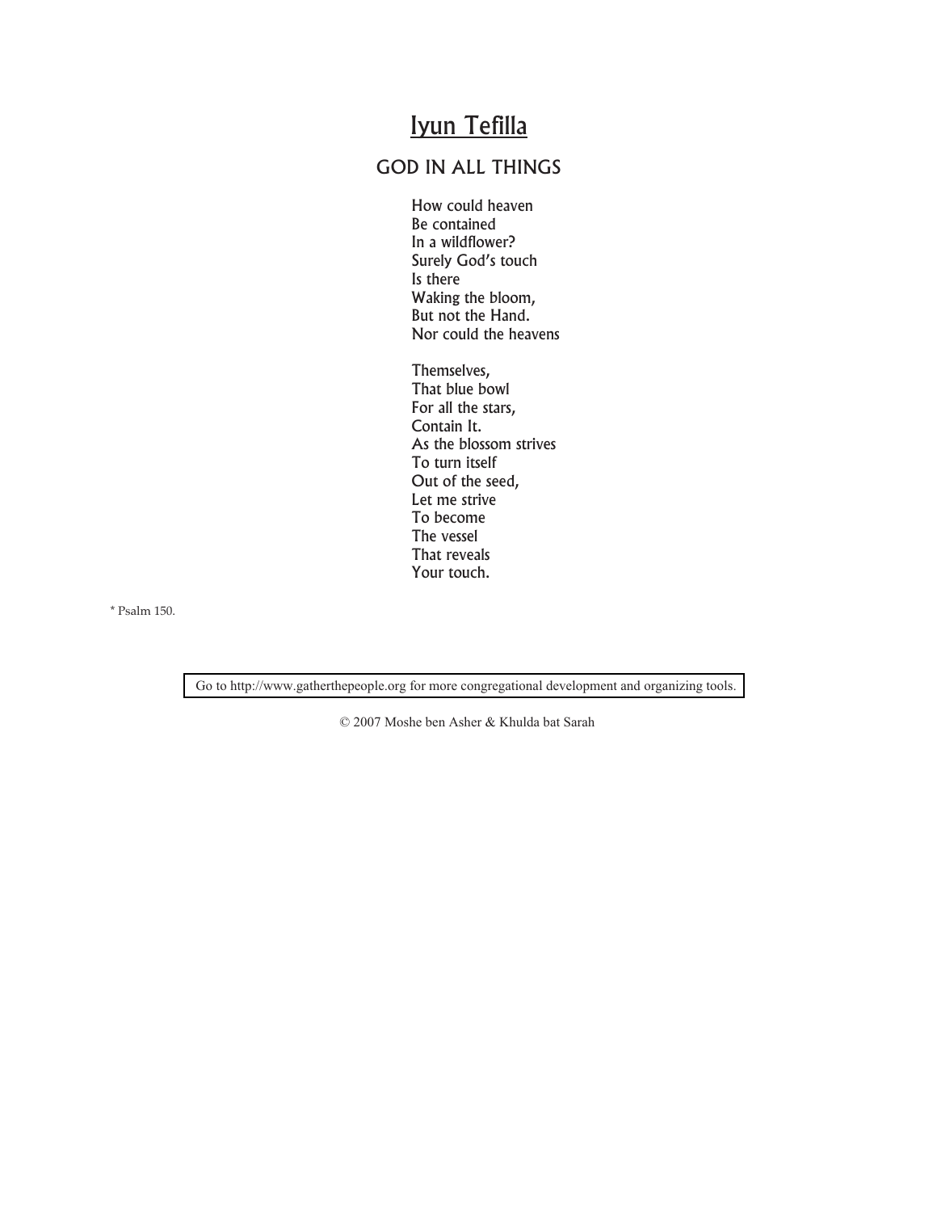# Iyun Tefilla

## GOD IN ALL THINGS

How could heaven  
Be contained  
In a wildflower?  
Surely God's touch  
Is there  
Waking the bloom,  
But not the Hand.  
Nor could the heavens

Themselves,  
That blue bowl  
For all the stars,  
Contain It.  
As the blossom strives  
To turn itself  
Out of the seed,  
Let me strive  
To become  
The vessel  
That reveals  
Your touch.

* Psalm 150.

Go to http://www.gatherthepeople.org for more congregational development and organizing tools.

© 2007 Moshe ben Asher & Khulda bat Sarah